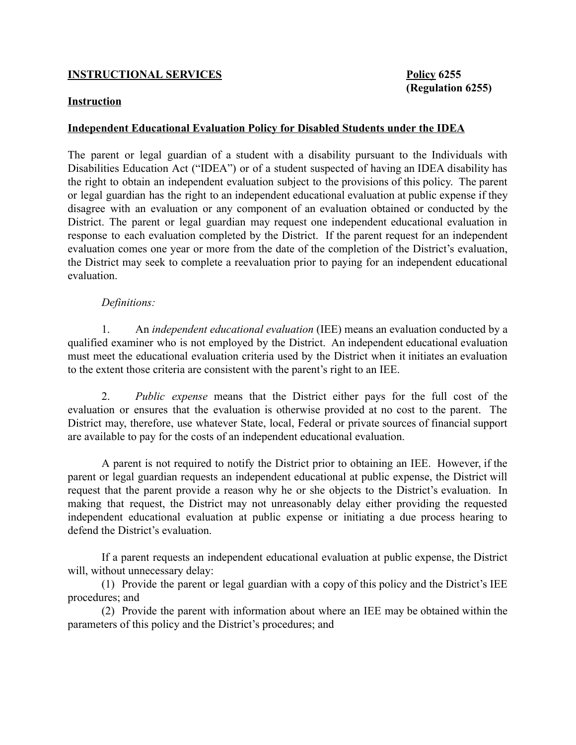**INSTRUCTIONAL SERVICES** **Policy 6255**
**(Regulation 6255)**

**Instruction**

**Independent Educational Evaluation Policy for Disabled Students under the IDEA**

The parent or legal guardian of a student with a disability pursuant to the Individuals with Disabilities Education Act ("IDEA") or of a student suspected of having an IDEA disability has the right to obtain an independent evaluation subject to the provisions of this policy. The parent or legal guardian has the right to an independent educational evaluation at public expense if they disagree with an evaluation or any component of an evaluation obtained or conducted by the District. The parent or legal guardian may request one independent educational evaluation in response to each evaluation completed by the District. If the parent request for an independent evaluation comes one year or more from the date of the completion of the District's evaluation, the District may seek to complete a reevaluation prior to paying for an independent educational evaluation.

*Definitions:*

1. An *independent educational evaluation* (IEE) means an evaluation conducted by a qualified examiner who is not employed by the District. An independent educational evaluation must meet the educational evaluation criteria used by the District when it initiates an evaluation to the extent those criteria are consistent with the parent's right to an IEE.

2. *Public expense* means that the District either pays for the full cost of the evaluation or ensures that the evaluation is otherwise provided at no cost to the parent. The District may, therefore, use whatever State, local, Federal or private sources of financial support are available to pay for the costs of an independent educational evaluation.

A parent is not required to notify the District prior to obtaining an IEE. However, if the parent or legal guardian requests an independent educational at public expense, the District will request that the parent provide a reason why he or she objects to the District's evaluation. In making that request, the District may not unreasonably delay either providing the requested independent educational evaluation at public expense or initiating a due process hearing to defend the District's evaluation.

If a parent requests an independent educational evaluation at public expense, the District will, without unnecessary delay:

(1) Provide the parent or legal guardian with a copy of this policy and the District's IEE procedures; and

(2) Provide the parent with information about where an IEE may be obtained within the parameters of this policy and the District's procedures; and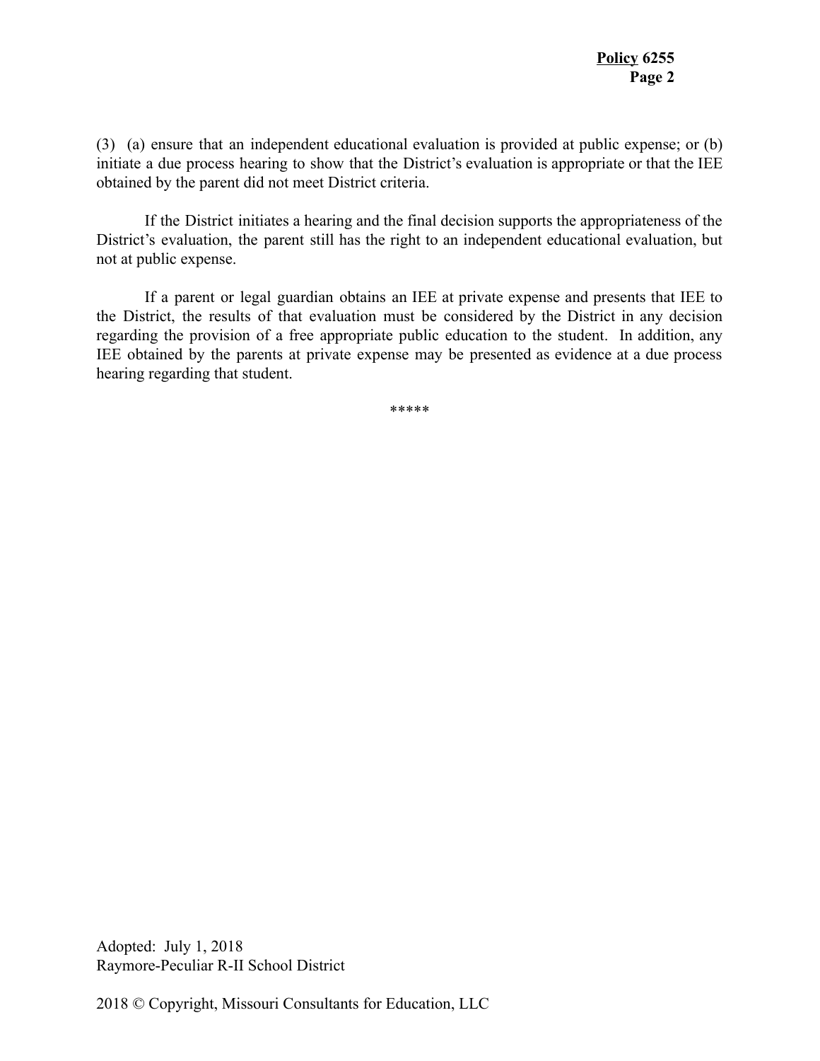(3) (a) ensure that an independent educational evaluation is provided at public expense; or (b) initiate a due process hearing to show that the District's evaluation is appropriate or that the IEE obtained by the parent did not meet District criteria.

If the District initiates a hearing and the final decision supports the appropriateness of the District's evaluation, the parent still has the right to an independent educational evaluation, but not at public expense.

If a parent or legal guardian obtains an IEE at private expense and presents that IEE to the District, the results of that evaluation must be considered by the District in any decision regarding the provision of a free appropriate public education to the student. In addition, any IEE obtained by the parents at private expense may be presented as evidence at a due process hearing regarding that student.

*****

Adopted: July 1, 2018
Raymore-Peculiar R-II School District

2018 © Copyright, Missouri Consultants for Education, LLC